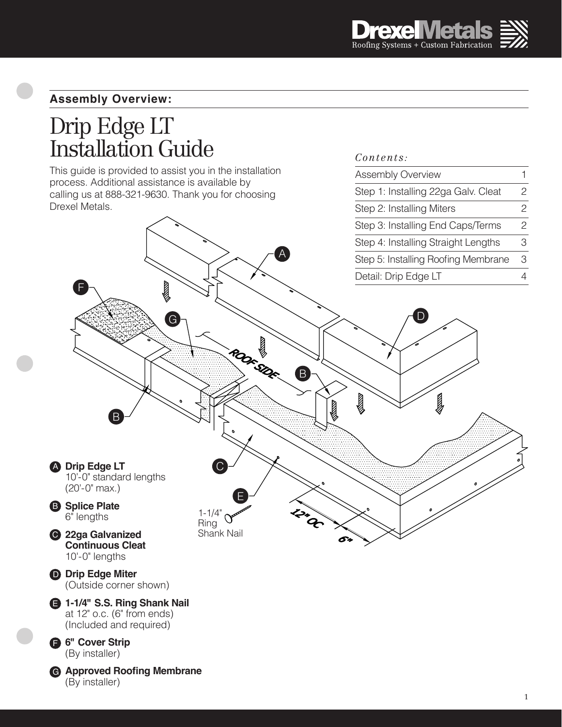**Assembly Overview:**

# Drip Edge LT Installation Guide

This guide is provided to assist you in the installation process. Additional assistance is available by calling us at 888-321-9630. Thank you for choosing Drexel Metals.

*Contents:*

| | |
|---|---|
| Assembly Overview | 1 |
| Step 1: Installing 22ga Galv. Cleat | 2 |
| Step 2: Installing Miters | 2 |
| Step 3: Installing End Caps/Terms | 2 |
| Step 4: Installing Straight Lengths | 3 |
| Step 5: Installing Roofing Membrane | 3 |
| Detail: Drip Edge LT | 4 |

- **A Drip Edge LT**
  10'-0" standard lengths
  (20'-0" max.)
- **B Splice Plate**
  6" lengths
- **C 22ga Galvanized Continuous Cleat**
  10'-0" lengths
- **D Drip Edge Miter**
  (Outside corner shown)
- **E 1-1/4" S.S. Ring Shank Nail**
  at 12" o.c. (6" from ends)
  (Included and required)
- **F 6" Cover Strip**
  (By installer)
- **G Approved Roofing Membrane**
  (By installer)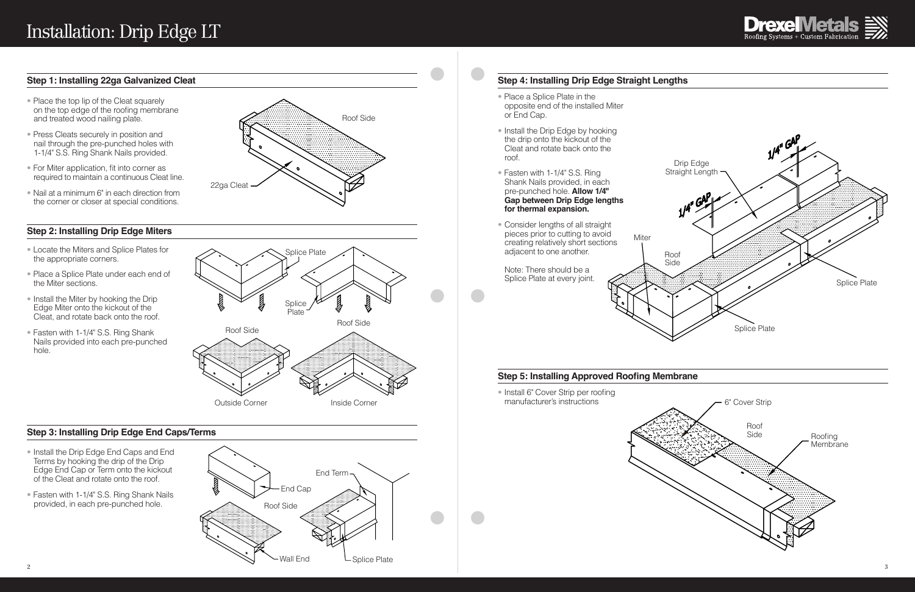# Installation: Drip Edge LT

### Step 1: Installing 22ga Galvanized Cleat

- Place the top lip of the Cleat squarely on the top edge of the roofing membrane and treated wood nailing plate.
- Press Cleats securely in position and nail through the pre-punched holes with 1-1/4" S.S. Ring Shank Nails provided.
- For Miter application, fit into corner as required to maintain a continuous Cleat line.
- Nail at a minimum 6" in each direction from the corner or closer at special conditions.

Roof Side

22ga Cleat

### Step 2: Installing Drip Edge Miters

- Locate the Miters and Splice Plates for the appropriate corners.
- Place a Splice Plate under each end of the Miter sections.
- Install the Miter by hooking the Drip Edge Miter onto the kickout of the Cleat, and rotate back onto the roof.
- Fasten with 1-1/4" S.S. Ring Shank Nails provided into each pre-punched hole.

Splice Plate

Splice Plate

Roof Side

Roof Side

Outside Corner

Inside Corner

### Step 3: Installing Drip Edge End Caps/Terms

- Install the Drip Edge End Caps and End Terms by hooking the drip of the Drip Edge End Cap or Term onto the kickout of the Cleat and rotate onto the roof.
- Fasten with 1-1/4" S.S. Ring Shank Nails provided, in each pre-punched hole.

End Term

End Cap

Roof Side

Wall End

Splice Plate

### Step 4: Installing Drip Edge Straight Lengths

- Place a Splice Plate in the opposite end of the installed Miter or End Cap.
- Install the Drip Edge by hooking the drip onto the kickout of the Cleat and rotate back onto the roof.
- Fasten with 1-1/4" S.S. Ring Shank Nails provided, in each pre-punched hole. **Allow 1/4" Gap between Drip Edge lengths for thermal expansion.**
- Consider lengths of all straight pieces prior to cutting to avoid creating relatively short sections adjacent to one another.

Note: There should be a Splice Plate at every joint.

1/4" GAP

Drip Edge Straight Length

1/4" GAP

Miter

Roof Side

Splice Plate

Splice Plate

### Step 5: Installing Approved Roofing Membrane

- Install 6" Cover Strip per roofing manufacturer's instructions

6" Cover Strip

Roof Side

Roofing Membrane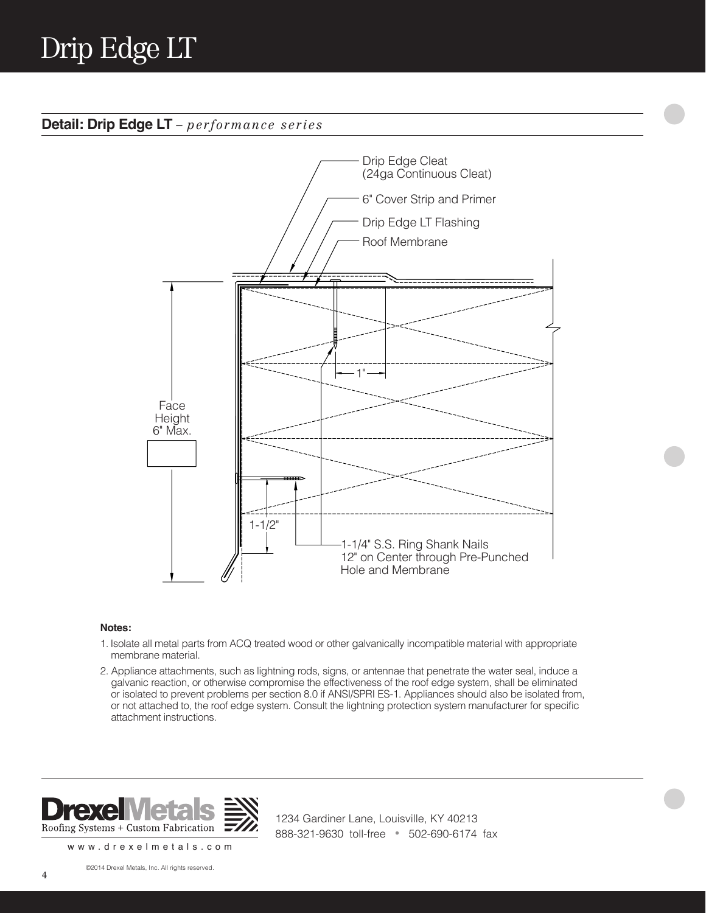# Drip Edge LT

## Detail: Drip Edge LT – *performance series*

Drip Edge Cleat
(24ga Continuous Cleat)

6" Cover Strip and Primer

Drip Edge LT Flashing

Roof Membrane

1"

Face
Height
6" Max.

1-1/2"

1-1/4" S.S. Ring Shank Nails
12" on Center through Pre-Punched
Hole and Membrane

**Notes:**

1. Isolate all metal parts from ACQ treated wood or other galvanically incompatible material with appropriate membrane material.
2. Appliance attachments, such as lightning rods, signs, or antennae that penetrate the water seal, induce a galvanic reaction, or otherwise compromise the effectiveness of the roof edge system, shall be eliminated or isolated to prevent problems per section 8.0 if ANSI/SPRI ES-1. Appliances should also be isolated from, or not attached to, the roof edge system. Consult the lightning protection system manufacturer for specific attachment instructions.

DrexelMetals
Roofing Systems + Custom Fabrication
www.drexelmetals.com

1234 Gardiner Lane, Louisville, KY 40213
888-321-9630 toll-free • 502-690-6174 fax

©2014 Drexel Metals, Inc. All rights reserved.